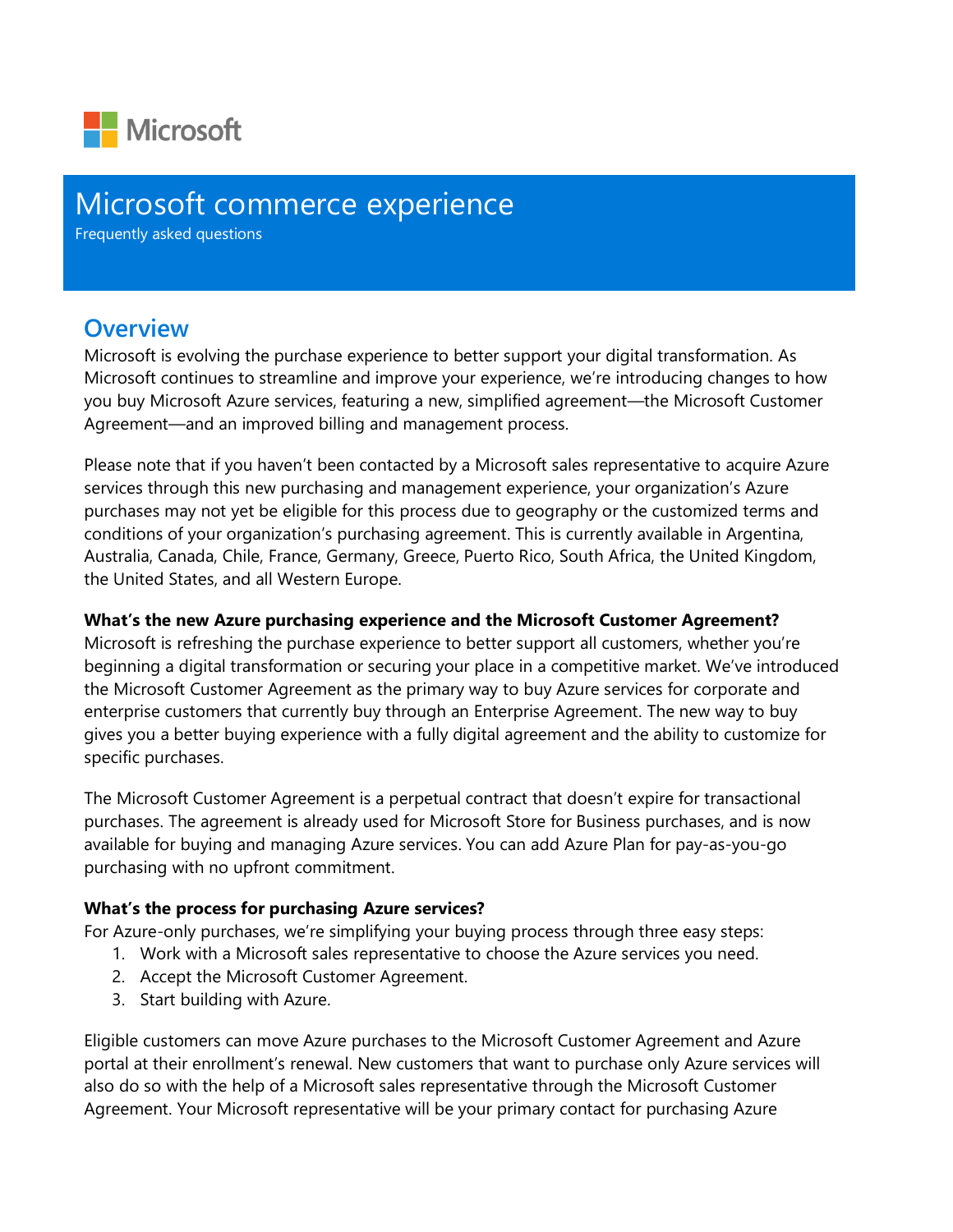Microsoft

# Microsoft commerce experience

Frequently asked questions

## Overview

Microsoft is evolving the purchase experience to better support your digital transformation. As Microsoft continues to streamline and improve your experience, we're introducing changes to how you buy Microsoft Azure services, featuring a new, simplified agreement—the Microsoft Customer Agreement—and an improved billing and management process.

Please note that if you haven't been contacted by a Microsoft sales representative to acquire Azure services through this new purchasing and management experience, your organization's Azure purchases may not yet be eligible for this process due to geography or the customized terms and conditions of your organization's purchasing agreement. This is currently available in Argentina, Australia, Canada, Chile, France, Germany, Greece, Puerto Rico, South Africa, the United Kingdom, the United States, and all Western Europe.

**What's the new Azure purchasing experience and the Microsoft Customer Agreement?**

Microsoft is refreshing the purchase experience to better support all customers, whether you're beginning a digital transformation or securing your place in a competitive market. We've introduced the Microsoft Customer Agreement as the primary way to buy Azure services for corporate and enterprise customers that currently buy through an Enterprise Agreement. The new way to buy gives you a better buying experience with a fully digital agreement and the ability to customize for specific purchases.

The Microsoft Customer Agreement is a perpetual contract that doesn't expire for transactional purchases. The agreement is already used for Microsoft Store for Business purchases, and is now available for buying and managing Azure services. You can add Azure Plan for pay-as-you-go purchasing with no upfront commitment.

**What's the process for purchasing Azure services?**

For Azure-only purchases, we're simplifying your buying process through three easy steps:

1. Work with a Microsoft sales representative to choose the Azure services you need.
2. Accept the Microsoft Customer Agreement.
3. Start building with Azure.

Eligible customers can move Azure purchases to the Microsoft Customer Agreement and Azure portal at their enrollment's renewal. New customers that want to purchase only Azure services will also do so with the help of a Microsoft sales representative through the Microsoft Customer Agreement. Your Microsoft representative will be your primary contact for purchasing Azure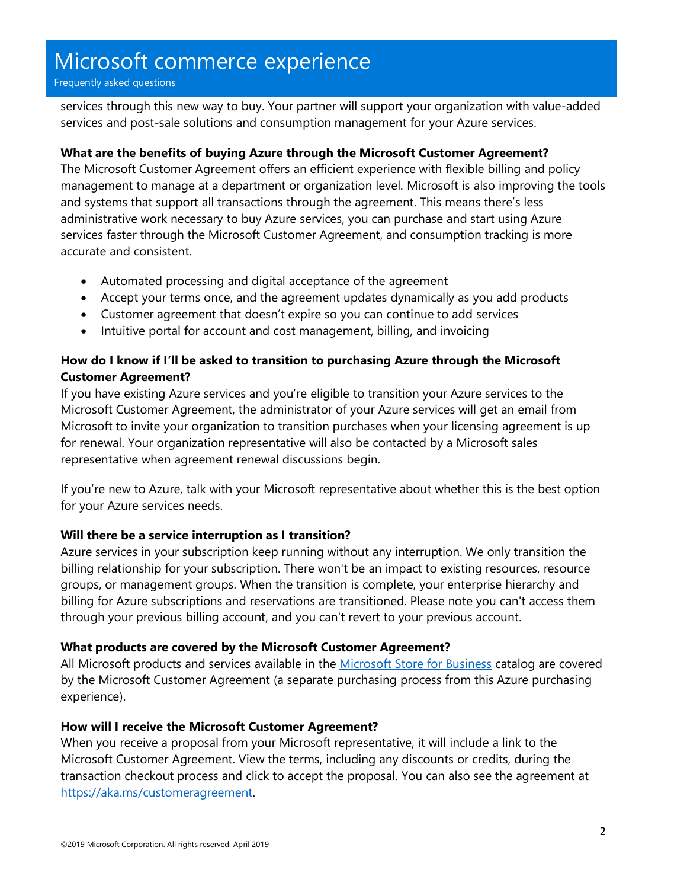services through this new way to buy. Your partner will support your organization with value-added services and post-sale solutions and consumption management for your Azure services.

**What are the benefits of buying Azure through the Microsoft Customer Agreement?**

The Microsoft Customer Agreement offers an efficient experience with flexible billing and policy management to manage at a department or organization level. Microsoft is also improving the tools and systems that support all transactions through the agreement. This means there's less administrative work necessary to buy Azure services, you can purchase and start using Azure services faster through the Microsoft Customer Agreement, and consumption tracking is more accurate and consistent.

- Automated processing and digital acceptance of the agreement
- Accept your terms once, and the agreement updates dynamically as you add products
- Customer agreement that doesn't expire so you can continue to add services
- Intuitive portal for account and cost management, billing, and invoicing

**How do I know if I'll be asked to transition to purchasing Azure through the Microsoft Customer Agreement?**

If you have existing Azure services and you're eligible to transition your Azure services to the Microsoft Customer Agreement, the administrator of your Azure services will get an email from Microsoft to invite your organization to transition purchases when your licensing agreement is up for renewal. Your organization representative will also be contacted by a Microsoft sales representative when agreement renewal discussions begin.

If you're new to Azure, talk with your Microsoft representative about whether this is the best option for your Azure services needs.

**Will there be a service interruption as I transition?**

Azure services in your subscription keep running without any interruption. We only transition the billing relationship for your subscription. There won't be an impact to existing resources, resource groups, or management groups. When the transition is complete, your enterprise hierarchy and billing for Azure subscriptions and reservations are transitioned. Please note you can't access them through your previous billing account, and you can't revert to your previous account.

**What products are covered by the Microsoft Customer Agreement?**

All Microsoft products and services available in the [Microsoft Store for Business] catalog are covered by the Microsoft Customer Agreement (a separate purchasing process from this Azure purchasing experience).

**How will I receive the Microsoft Customer Agreement?**

When you receive a proposal from your Microsoft representative, it will include a link to the Microsoft Customer Agreement. View the terms, including any discounts or credits, during the transaction checkout process and click to accept the proposal. You can also see the agreement at https://aka.ms/customeragreement.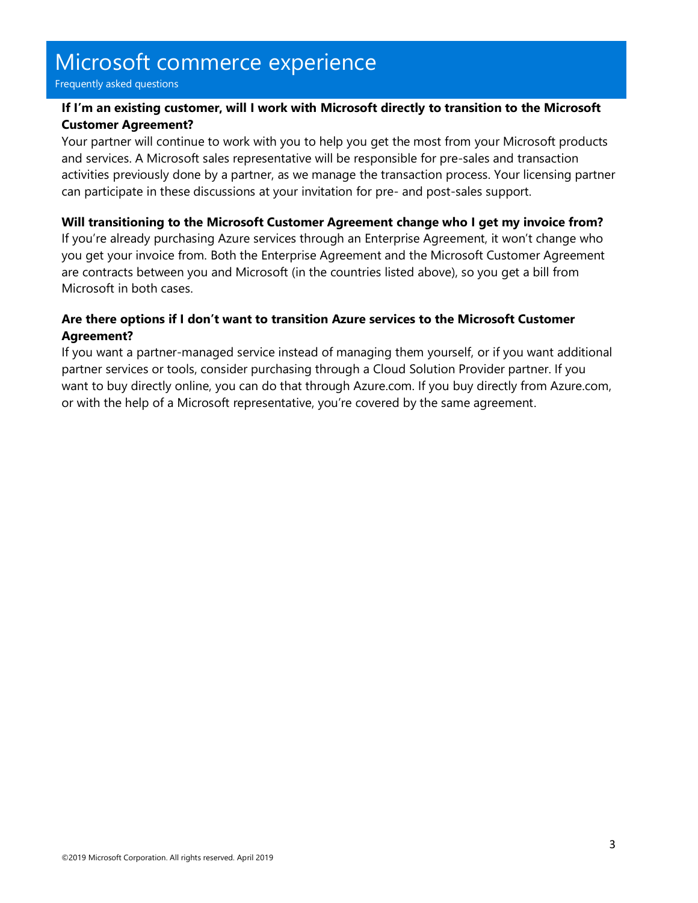**If I'm an existing customer, will I work with Microsoft directly to transition to the Microsoft Customer Agreement?**

Your partner will continue to work with you to help you get the most from your Microsoft products and services. A Microsoft sales representative will be responsible for pre-sales and transaction activities previously done by a partner, as we manage the transaction process. Your licensing partner can participate in these discussions at your invitation for pre- and post-sales support.

**Will transitioning to the Microsoft Customer Agreement change who I get my invoice from?**

If you're already purchasing Azure services through an Enterprise Agreement, it won't change who you get your invoice from. Both the Enterprise Agreement and the Microsoft Customer Agreement are contracts between you and Microsoft (in the countries listed above), so you get a bill from Microsoft in both cases.

**Are there options if I don't want to transition Azure services to the Microsoft Customer Agreement?**

If you want a partner-managed service instead of managing them yourself, or if you want additional partner services or tools, consider purchasing through a Cloud Solution Provider partner. If you want to buy directly online, you can do that through Azure.com. If you buy directly from Azure.com, or with the help of a Microsoft representative, you're covered by the same agreement.

©2019 Microsoft Corporation. All rights reserved. April 2019